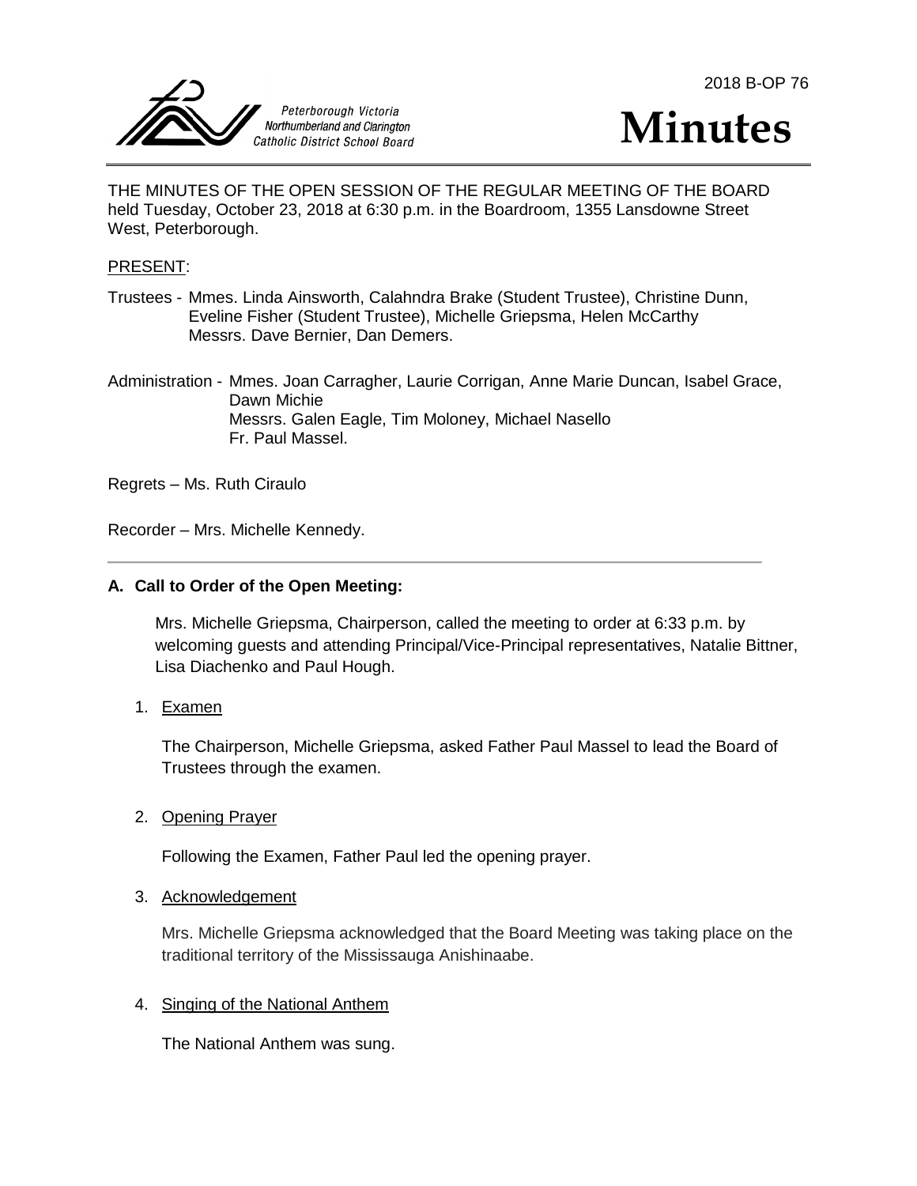2018 B-OP 76

Peterborough Victoria Northumberland and Clarington Catholic District School Board

# Minutes

THE MINUTES OF THE OPEN SESSION OF THE REGULAR MEETING OF THE BOARD held Tuesday, October 23, 2018 at 6:30 p.m. in the Boardroom, 1355 Lansdowne Street West, Peterborough.

PRESENT:

Trustees - Mmes. Linda Ainsworth, Calahndra Brake (Student Trustee), Christine Dunn, Eveline Fisher (Student Trustee), Michelle Griepsma, Helen McCarthy
Messrs. Dave Bernier, Dan Demers.

Administration - Mmes. Joan Carragher, Laurie Corrigan, Anne Marie Duncan, Isabel Grace, Dawn Michie
Messrs. Galen Eagle, Tim Moloney, Michael Nasello
Fr. Paul Massel.

Regrets – Ms. Ruth Ciraulo

Recorder – Mrs. Michelle Kennedy.

---

## A. Call to Order of the Open Meeting:

Mrs. Michelle Griepsma, Chairperson, called the meeting to order at 6:33 p.m. by welcoming guests and attending Principal/Vice-Principal representatives, Natalie Bittner, Lisa Diachenko and Paul Hough.

1. Examen

   The Chairperson, Michelle Griepsma, asked Father Paul Massel to lead the Board of Trustees through the examen.

2. Opening Prayer

   Following the Examen, Father Paul led the opening prayer.

3. Acknowledgement

   Mrs. Michelle Griepsma acknowledged that the Board Meeting was taking place on the traditional territory of the Mississauga Anishinaabe.

4. Singing of the National Anthem

   The National Anthem was sung.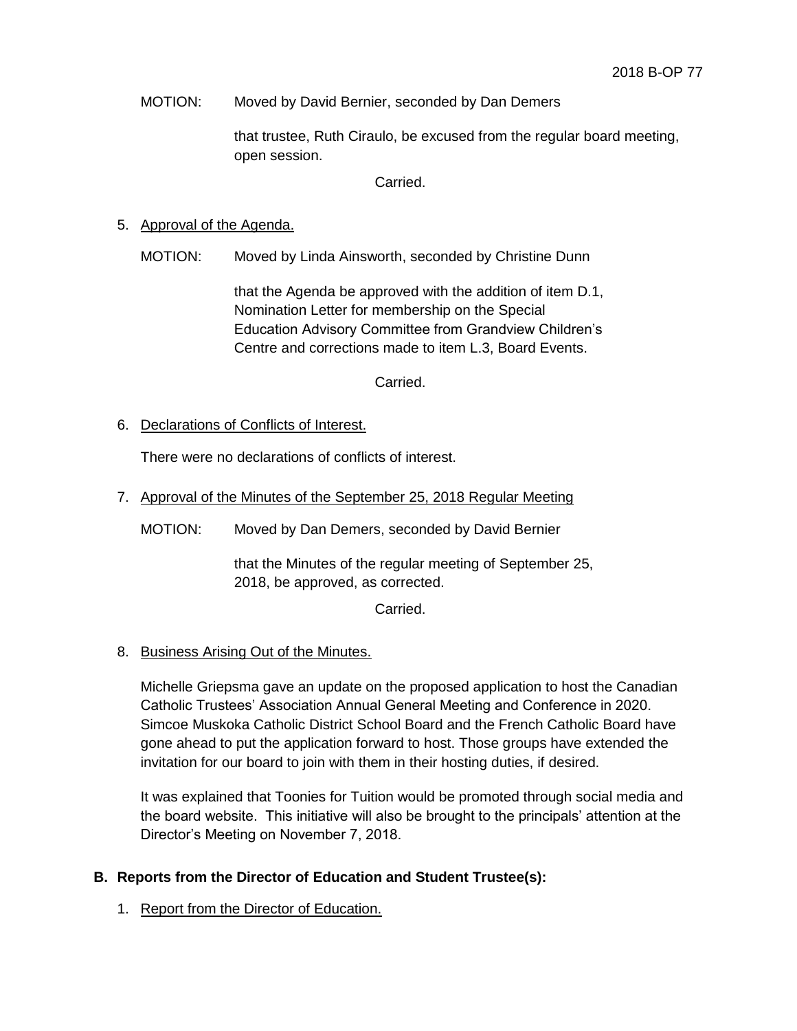MOTION: Moved by David Bernier, seconded by Dan Demers

that trustee, Ruth Ciraulo, be excused from the regular board meeting, open session.

Carried.

5. Approval of the Agenda.

MOTION: Moved by Linda Ainsworth, seconded by Christine Dunn

that the Agenda be approved with the addition of item D.1, Nomination Letter for membership on the Special Education Advisory Committee from Grandview Children's Centre and corrections made to item L.3, Board Events.

Carried.

6. Declarations of Conflicts of Interest.

There were no declarations of conflicts of interest.

7. Approval of the Minutes of the September 25, 2018 Regular Meeting

MOTION: Moved by Dan Demers, seconded by David Bernier

that the Minutes of the regular meeting of September 25, 2018, be approved, as corrected.

Carried.

8. Business Arising Out of the Minutes.

Michelle Griepsma gave an update on the proposed application to host the Canadian Catholic Trustees' Association Annual General Meeting and Conference in 2020. Simcoe Muskoka Catholic District School Board and the French Catholic Board have gone ahead to put the application forward to host. Those groups have extended the invitation for our board to join with them in their hosting duties, if desired.

It was explained that Toonies for Tuition would be promoted through social media and the board website. This initiative will also be brought to the principals' attention at the Director's Meeting on November 7, 2018.

## B. Reports from the Director of Education and Student Trustee(s):

1. Report from the Director of Education.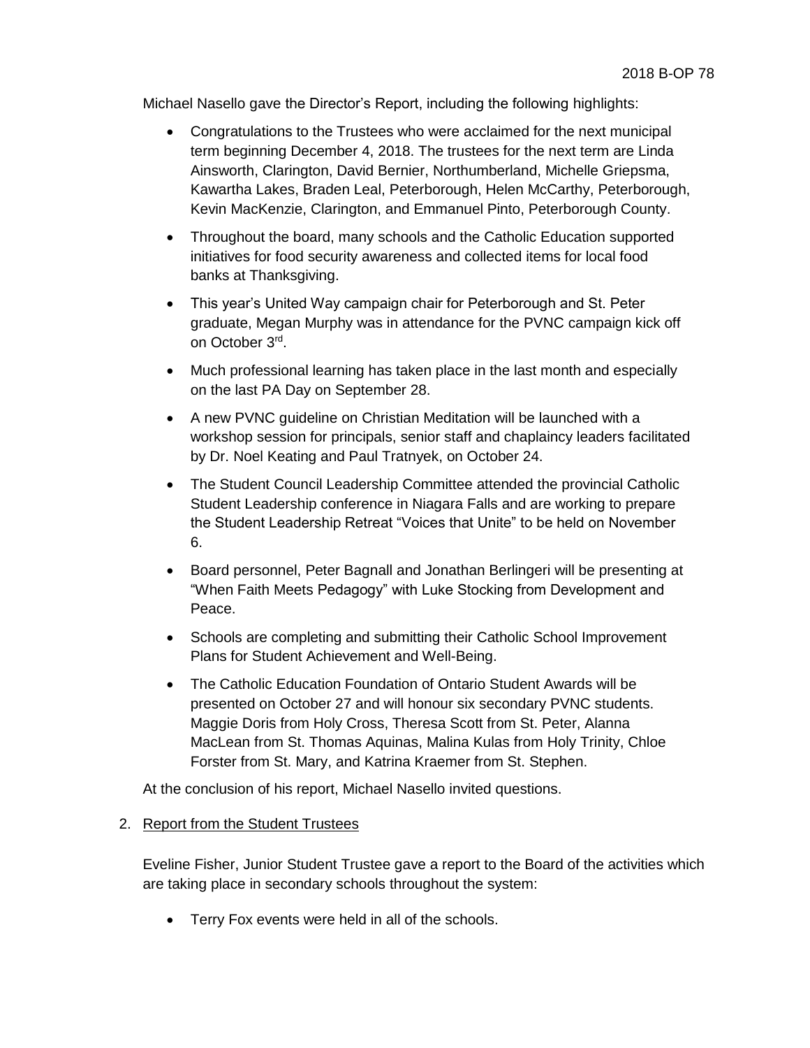Michael Nasello gave the Director's Report, including the following highlights:

- Congratulations to the Trustees who were acclaimed for the next municipal term beginning December 4, 2018. The trustees for the next term are Linda Ainsworth, Clarington, David Bernier, Northumberland, Michelle Griepsma, Kawartha Lakes, Braden Leal, Peterborough, Helen McCarthy, Peterborough, Kevin MacKenzie, Clarington, and Emmanuel Pinto, Peterborough County.
- Throughout the board, many schools and the Catholic Education supported initiatives for food security awareness and collected items for local food banks at Thanksgiving.
- This year's United Way campaign chair for Peterborough and St. Peter graduate, Megan Murphy was in attendance for the PVNC campaign kick off on October 3rd.
- Much professional learning has taken place in the last month and especially on the last PA Day on September 28.
- A new PVNC guideline on Christian Meditation will be launched with a workshop session for principals, senior staff and chaplaincy leaders facilitated by Dr. Noel Keating and Paul Tratnyek, on October 24.
- The Student Council Leadership Committee attended the provincial Catholic Student Leadership conference in Niagara Falls and are working to prepare the Student Leadership Retreat "Voices that Unite" to be held on November 6.
- Board personnel, Peter Bagnall and Jonathan Berlingeri will be presenting at "When Faith Meets Pedagogy" with Luke Stocking from Development and Peace.
- Schools are completing and submitting their Catholic School Improvement Plans for Student Achievement and Well-Being.
- The Catholic Education Foundation of Ontario Student Awards will be presented on October 27 and will honour six secondary PVNC students. Maggie Doris from Holy Cross, Theresa Scott from St. Peter, Alanna MacLean from St. Thomas Aquinas, Malina Kulas from Holy Trinity, Chloe Forster from St. Mary, and Katrina Kraemer from St. Stephen.

At the conclusion of his report, Michael Nasello invited questions.

2. Report from the Student Trustees

Eveline Fisher, Junior Student Trustee gave a report to the Board of the activities which are taking place in secondary schools throughout the system:

- Terry Fox events were held in all of the schools.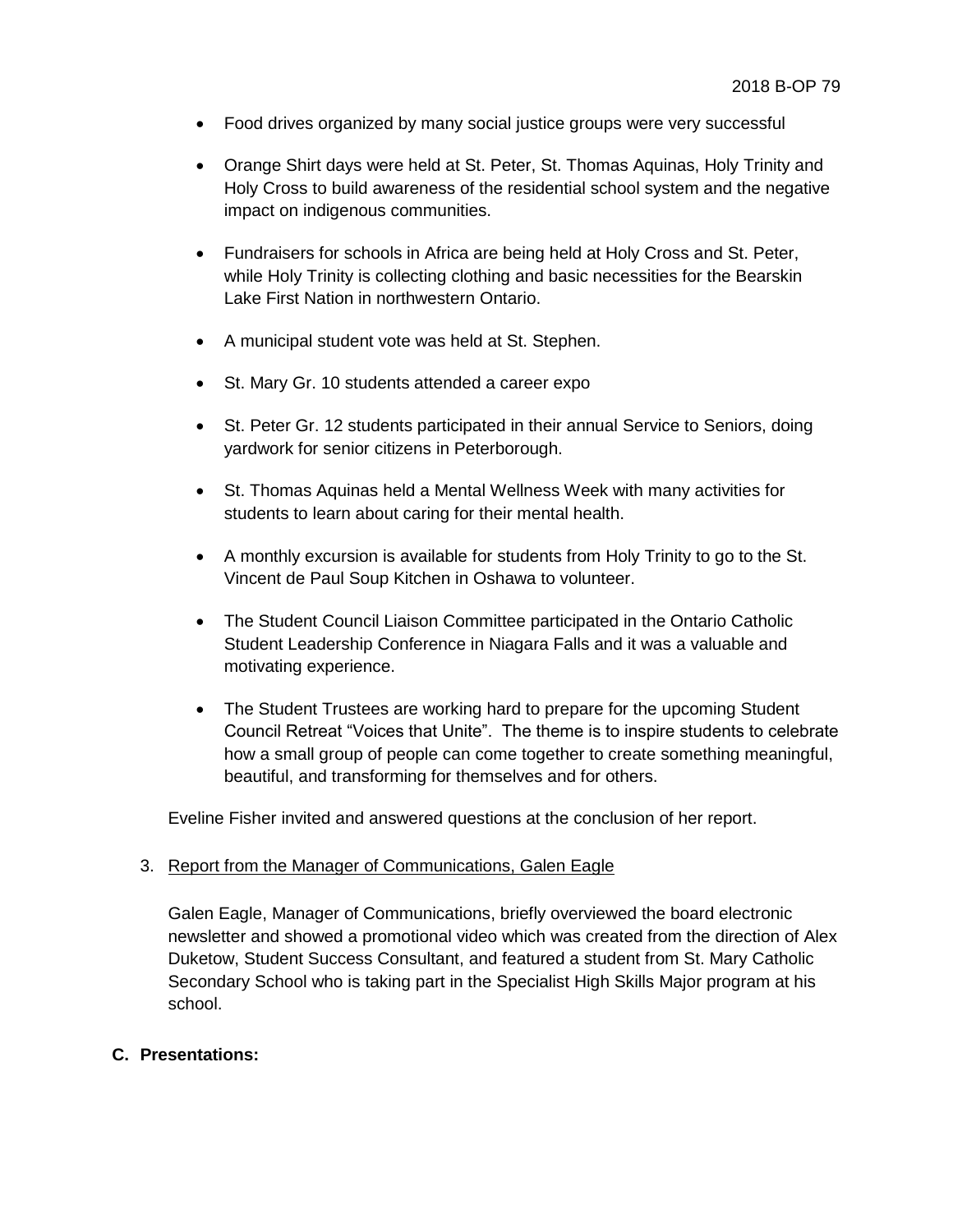- Food drives organized by many social justice groups were very successful
- Orange Shirt days were held at St. Peter, St. Thomas Aquinas, Holy Trinity and Holy Cross to build awareness of the residential school system and the negative impact on indigenous communities.
- Fundraisers for schools in Africa are being held at Holy Cross and St. Peter, while Holy Trinity is collecting clothing and basic necessities for the Bearskin Lake First Nation in northwestern Ontario.
- A municipal student vote was held at St. Stephen.
- St. Mary Gr. 10 students attended a career expo
- St. Peter Gr. 12 students participated in their annual Service to Seniors, doing yardwork for senior citizens in Peterborough.
- St. Thomas Aquinas held a Mental Wellness Week with many activities for students to learn about caring for their mental health.
- A monthly excursion is available for students from Holy Trinity to go to the St. Vincent de Paul Soup Kitchen in Oshawa to volunteer.
- The Student Council Liaison Committee participated in the Ontario Catholic Student Leadership Conference in Niagara Falls and it was a valuable and motivating experience.
- The Student Trustees are working hard to prepare for the upcoming Student Council Retreat "Voices that Unite". The theme is to inspire students to celebrate how a small group of people can come together to create something meaningful, beautiful, and transforming for themselves and for others.

Eveline Fisher invited and answered questions at the conclusion of her report.

3. Report from the Manager of Communications, Galen Eagle

   Galen Eagle, Manager of Communications, briefly overviewed the board electronic newsletter and showed a promotional video which was created from the direction of Alex Duketow, Student Success Consultant, and featured a student from St. Mary Catholic Secondary School who is taking part in the Specialist High Skills Major program at his school.

**C. Presentations:**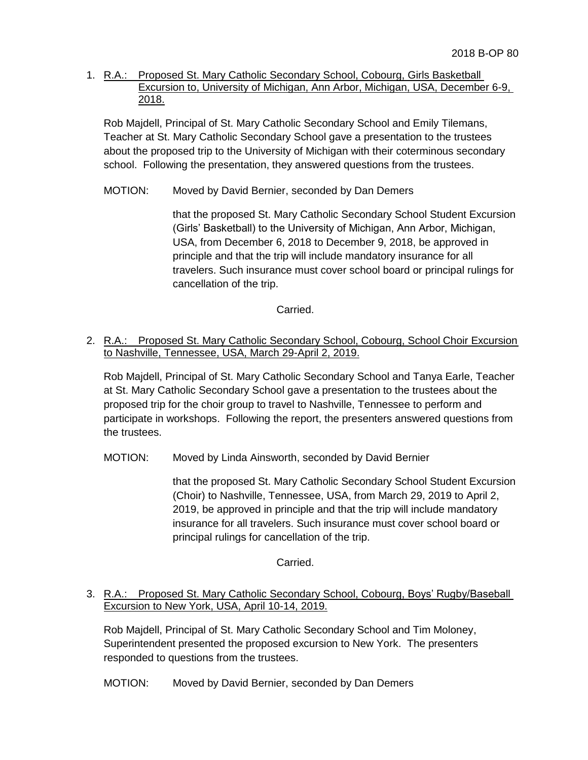1. R.A.: Proposed St. Mary Catholic Secondary School, Cobourg, Girls Basketball Excursion to, University of Michigan, Ann Arbor, Michigan, USA, December 6-9, 2018.

   Rob Majdell, Principal of St. Mary Catholic Secondary School and Emily Tilemans, Teacher at St. Mary Catholic Secondary School gave a presentation to the trustees about the proposed trip to the University of Michigan with their coterminous secondary school. Following the presentation, they answered questions from the trustees.

   MOTION: Moved by David Bernier, seconded by Dan Demers

   that the proposed St. Mary Catholic Secondary School Student Excursion (Girls' Basketball) to the University of Michigan, Ann Arbor, Michigan, USA, from December 6, 2018 to December 9, 2018, be approved in principle and that the trip will include mandatory insurance for all travelers. Such insurance must cover school board or principal rulings for cancellation of the trip.

   Carried.

2. R.A.: Proposed St. Mary Catholic Secondary School, Cobourg, School Choir Excursion to Nashville, Tennessee, USA, March 29-April 2, 2019.

   Rob Majdell, Principal of St. Mary Catholic Secondary School and Tanya Earle, Teacher at St. Mary Catholic Secondary School gave a presentation to the trustees about the proposed trip for the choir group to travel to Nashville, Tennessee to perform and participate in workshops. Following the report, the presenters answered questions from the trustees.

   MOTION: Moved by Linda Ainsworth, seconded by David Bernier

   that the proposed St. Mary Catholic Secondary School Student Excursion (Choir) to Nashville, Tennessee, USA, from March 29, 2019 to April 2, 2019, be approved in principle and that the trip will include mandatory insurance for all travelers. Such insurance must cover school board or principal rulings for cancellation of the trip.

   Carried.

3. R.A.: Proposed St. Mary Catholic Secondary School, Cobourg, Boys' Rugby/Baseball Excursion to New York, USA, April 10-14, 2019.

   Rob Majdell, Principal of St. Mary Catholic Secondary School and Tim Moloney, Superintendent presented the proposed excursion to New York. The presenters responded to questions from the trustees.

   MOTION: Moved by David Bernier, seconded by Dan Demers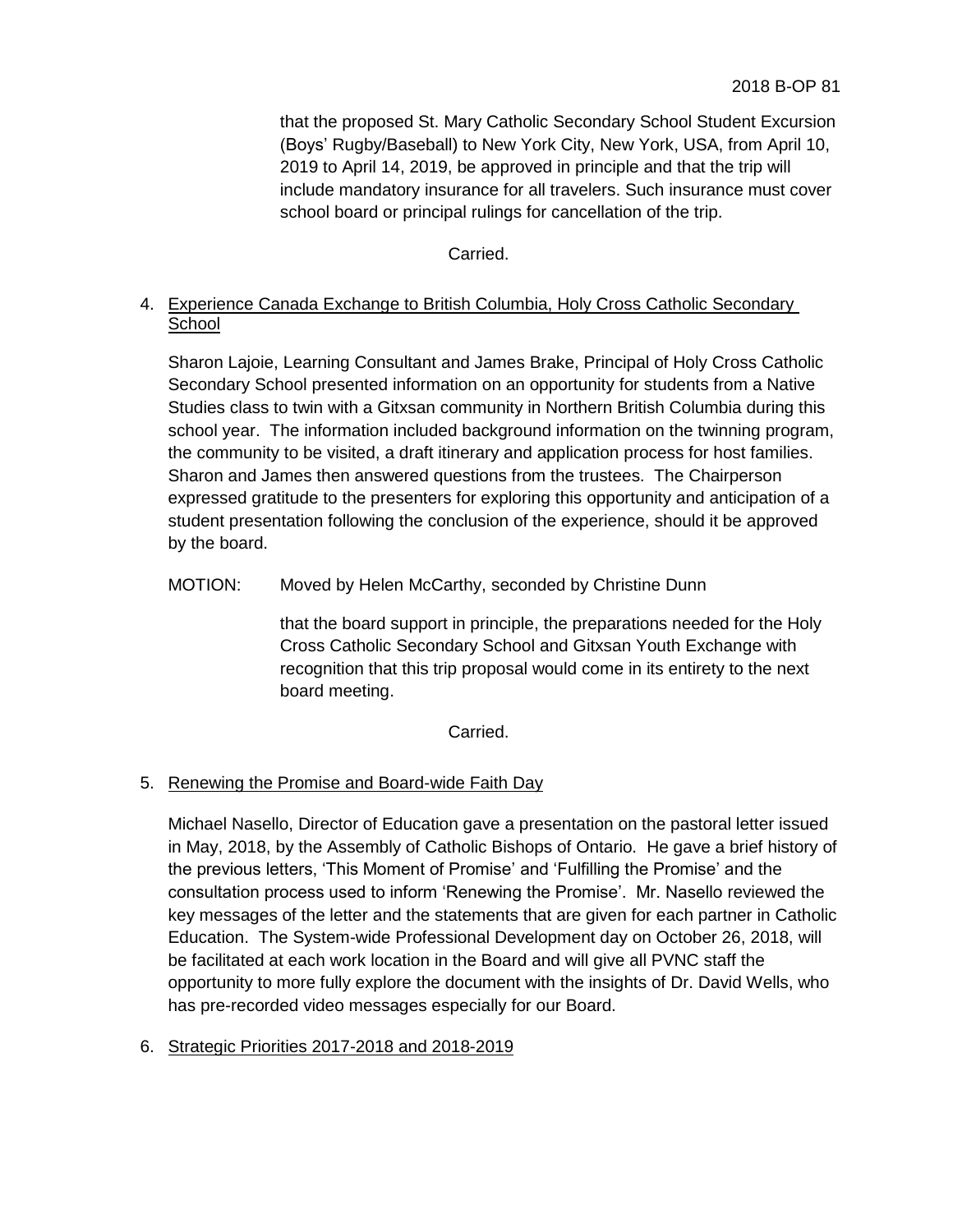that the proposed St. Mary Catholic Secondary School Student Excursion (Boys' Rugby/Baseball) to New York City, New York, USA, from April 10, 2019 to April 14, 2019, be approved in principle and that the trip will include mandatory insurance for all travelers. Such insurance must cover school board or principal rulings for cancellation of the trip.

Carried.

4. Experience Canada Exchange to British Columbia, Holy Cross Catholic Secondary School

Sharon Lajoie, Learning Consultant and James Brake, Principal of Holy Cross Catholic Secondary School presented information on an opportunity for students from a Native Studies class to twin with a Gitxsan community in Northern British Columbia during this school year. The information included background information on the twinning program, the community to be visited, a draft itinerary and application process for host families. Sharon and James then answered questions from the trustees. The Chairperson expressed gratitude to the presenters for exploring this opportunity and anticipation of a student presentation following the conclusion of the experience, should it be approved by the board.

MOTION: Moved by Helen McCarthy, seconded by Christine Dunn

that the board support in principle, the preparations needed for the Holy Cross Catholic Secondary School and Gitxsan Youth Exchange with recognition that this trip proposal would come in its entirety to the next board meeting.

Carried.

5. Renewing the Promise and Board-wide Faith Day

Michael Nasello, Director of Education gave a presentation on the pastoral letter issued in May, 2018, by the Assembly of Catholic Bishops of Ontario. He gave a brief history of the previous letters, 'This Moment of Promise' and 'Fulfilling the Promise' and the consultation process used to inform 'Renewing the Promise'. Mr. Nasello reviewed the key messages of the letter and the statements that are given for each partner in Catholic Education. The System-wide Professional Development day on October 26, 2018, will be facilitated at each work location in the Board and will give all PVNC staff the opportunity to more fully explore the document with the insights of Dr. David Wells, who has pre-recorded video messages especially for our Board.

6. Strategic Priorities 2017-2018 and 2018-2019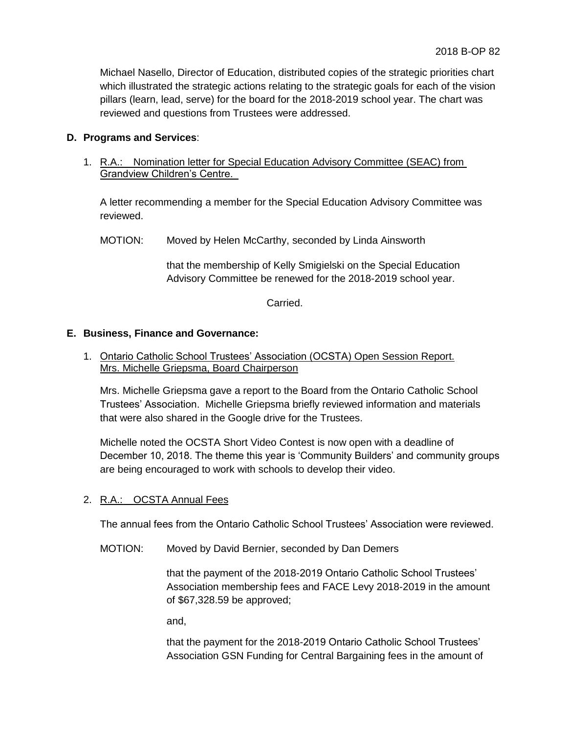Michael Nasello, Director of Education, distributed copies of the strategic priorities chart which illustrated the strategic actions relating to the strategic goals for each of the vision pillars (learn, lead, serve) for the board for the 2018-2019 school year. The chart was reviewed and questions from Trustees were addressed.

## D. Programs and Services:

1. R.A.: Nomination letter for Special Education Advisory Committee (SEAC) from Grandview Children's Centre.

   A letter recommending a member for the Special Education Advisory Committee was reviewed.

   MOTION: Moved by Helen McCarthy, seconded by Linda Ainsworth

   that the membership of Kelly Smigielski on the Special Education Advisory Committee be renewed for the 2018-2019 school year.

   Carried.

## E. Business, Finance and Governance:

1. Ontario Catholic School Trustees' Association (OCSTA) Open Session Report. Mrs. Michelle Griepsma, Board Chairperson

   Mrs. Michelle Griepsma gave a report to the Board from the Ontario Catholic School Trustees' Association. Michelle Griepsma briefly reviewed information and materials that were also shared in the Google drive for the Trustees.

   Michelle noted the OCSTA Short Video Contest is now open with a deadline of December 10, 2018. The theme this year is 'Community Builders' and community groups are being encouraged to work with schools to develop their video.

2. R.A.: OCSTA Annual Fees

   The annual fees from the Ontario Catholic School Trustees' Association were reviewed.

   MOTION: Moved by David Bernier, seconded by Dan Demers

   that the payment of the 2018-2019 Ontario Catholic School Trustees' Association membership fees and FACE Levy 2018-2019 in the amount of $67,328.59 be approved;

   and,

   that the payment for the 2018-2019 Ontario Catholic School Trustees' Association GSN Funding for Central Bargaining fees in the amount of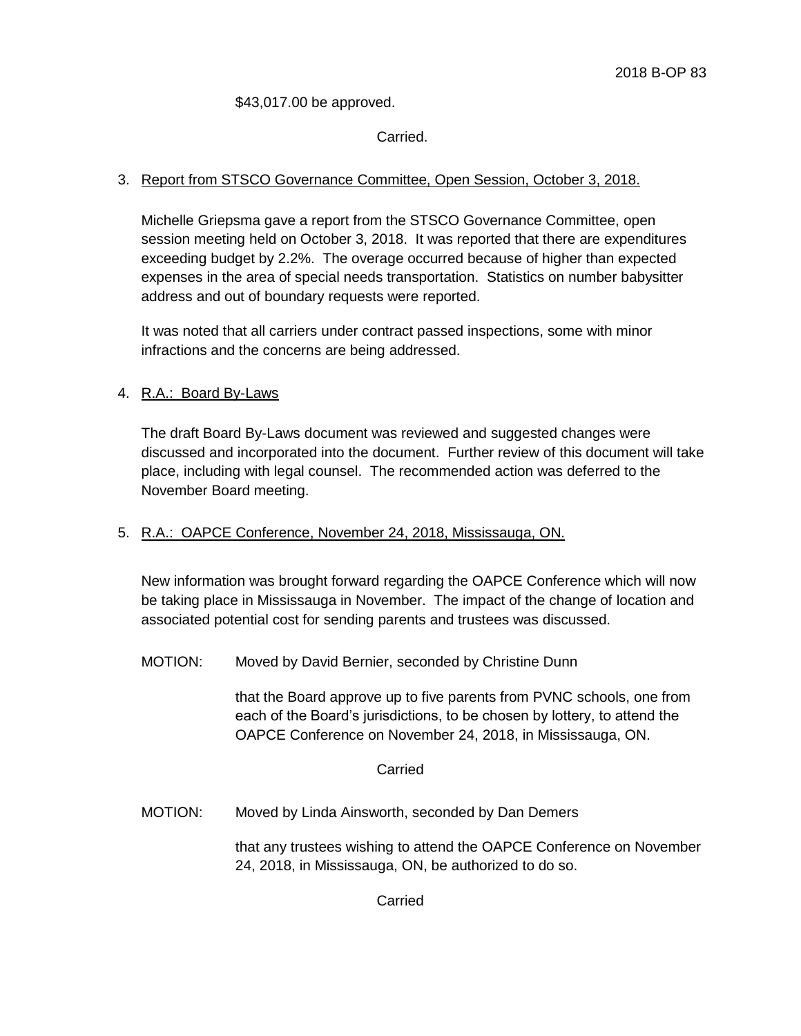$43,017.00 be approved.

Carried.

3. Report from STSCO Governance Committee, Open Session, October 3, 2018.

   Michelle Griepsma gave a report from the STSCO Governance Committee, open session meeting held on October 3, 2018. It was reported that there are expenditures exceeding budget by 2.2%. The overage occurred because of higher than expected expenses in the area of special needs transportation. Statistics on number babysitter address and out of boundary requests were reported.

   It was noted that all carriers under contract passed inspections, some with minor infractions and the concerns are being addressed.

4. R.A.: Board By-Laws

   The draft Board By-Laws document was reviewed and suggested changes were discussed and incorporated into the document. Further review of this document will take place, including with legal counsel. The recommended action was deferred to the November Board meeting.

5. R.A.: OAPCE Conference, November 24, 2018, Mississauga, ON.

   New information was brought forward regarding the OAPCE Conference which will now be taking place in Mississauga in November. The impact of the change of location and associated potential cost for sending parents and trustees was discussed.

   MOTION: Moved by David Bernier, seconded by Christine Dunn

   that the Board approve up to five parents from PVNC schools, one from each of the Board's jurisdictions, to be chosen by lottery, to attend the OAPCE Conference on November 24, 2018, in Mississauga, ON.

   Carried

   MOTION: Moved by Linda Ainsworth, seconded by Dan Demers

   that any trustees wishing to attend the OAPCE Conference on November 24, 2018, in Mississauga, ON, be authorized to do so.

   Carried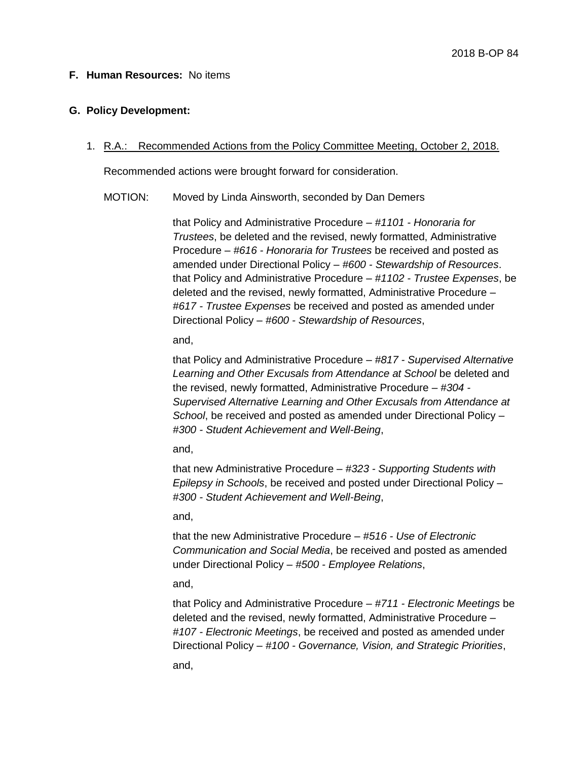**F. Human Resources:** No items

**G. Policy Development:**

1. R.A.: Recommended Actions from the Policy Committee Meeting, October 2, 2018.

   Recommended actions were brought forward for consideration.

   MOTION: Moved by Linda Ainsworth, seconded by Dan Demers

   that Policy and Administrative Procedure – #*1101 - Honoraria for Trustees*, be deleted and the revised, newly formatted, Administrative Procedure – #*616 - Honoraria for Trustees* be received and posted as amended under Directional Policy – #*600 - Stewardship of Resources*. that Policy and Administrative Procedure – #*1102 - Trustee Expenses*, be deleted and the revised, newly formatted, Administrative Procedure – #*617 - Trustee Expenses* be received and posted as amended under Directional Policy – #*600 - Stewardship of Resources*,

   and,

   that Policy and Administrative Procedure – #*817 - Supervised Alternative Learning and Other Excusals from Attendance at School* be deleted and the revised, newly formatted, Administrative Procedure – #*304 - Supervised Alternative Learning and Other Excusals from Attendance at School*, be received and posted as amended under Directional Policy – #*300 - Student Achievement and Well-Being*,

   and,

   that new Administrative Procedure – #*323 - Supporting Students with Epilepsy in Schools*, be received and posted under Directional Policy – #*300 - Student Achievement and Well-Being*,

   and,

   that the new Administrative Procedure – #*516 - Use of Electronic Communication and Social Media*, be received and posted as amended under Directional Policy – #*500 - Employee Relations*,

   and,

   that Policy and Administrative Procedure – #*711 - Electronic Meetings* be deleted and the revised, newly formatted, Administrative Procedure – #*107 - Electronic Meetings*, be received and posted as amended under Directional Policy – #*100 - Governance, Vision, and Strategic Priorities*,

   and,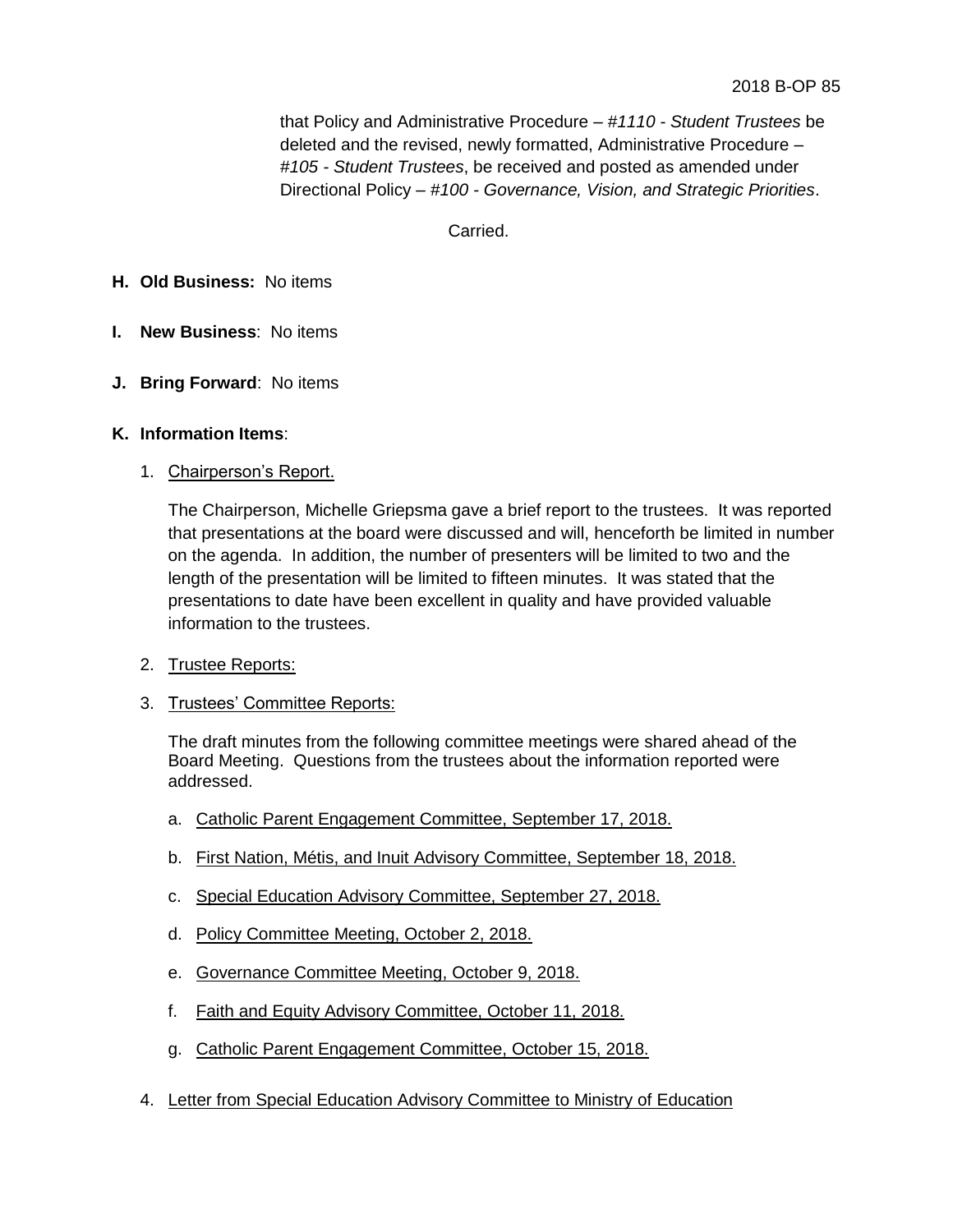that Policy and Administrative Procedure – #*1110 - Student Trustees* be deleted and the revised, newly formatted, Administrative Procedure – #*105 - Student Trustees*, be received and posted as amended under Directional Policy – #*100 - Governance, Vision, and Strategic Priorities*.

Carried.

**H. Old Business:** No items

**I. New Business**: No items

**J. Bring Forward**: No items

**K. Information Items**:

1. Chairperson's Report.

   The Chairperson, Michelle Griepsma gave a brief report to the trustees. It was reported that presentations at the board were discussed and will, henceforth be limited in number on the agenda. In addition, the number of presenters will be limited to two and the length of the presentation will be limited to fifteen minutes. It was stated that the presentations to date have been excellent in quality and have provided valuable information to the trustees.

2. Trustee Reports:

3. Trustees' Committee Reports:

   The draft minutes from the following committee meetings were shared ahead of the Board Meeting. Questions from the trustees about the information reported were addressed.

   a. Catholic Parent Engagement Committee, September 17, 2018.

   b. First Nation, Métis, and Inuit Advisory Committee, September 18, 2018.

   c. Special Education Advisory Committee, September 27, 2018.

   d. Policy Committee Meeting, October 2, 2018.

   e. Governance Committee Meeting, October 9, 2018.

   f. Faith and Equity Advisory Committee, October 11, 2018.

   g. Catholic Parent Engagement Committee, October 15, 2018.

4. Letter from Special Education Advisory Committee to Ministry of Education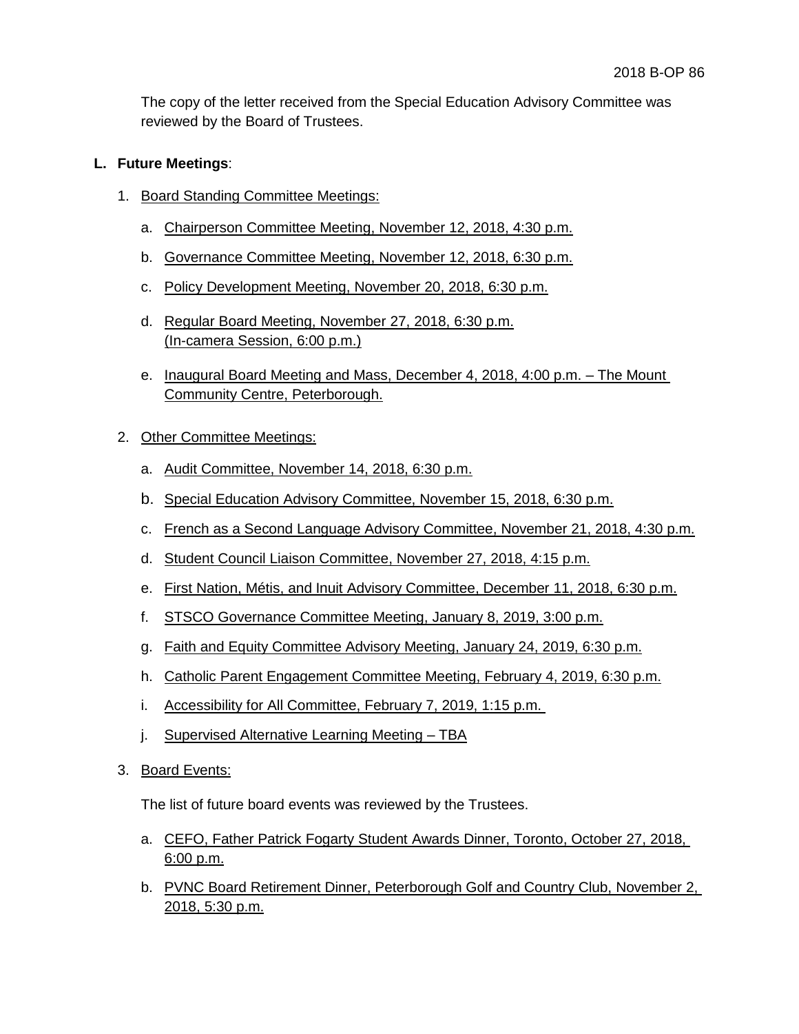The copy of the letter received from the Special Education Advisory Committee was reviewed by the Board of Trustees.

**L. Future Meetings**:

1. Board Standing Committee Meetings:

   a. Chairperson Committee Meeting, November 12, 2018, 4:30 p.m.

   b. Governance Committee Meeting, November 12, 2018, 6:30 p.m.

   c. Policy Development Meeting, November 20, 2018, 6:30 p.m.

   d. Regular Board Meeting, November 27, 2018, 6:30 p.m. (In-camera Session, 6:00 p.m.)

   e. Inaugural Board Meeting and Mass, December 4, 2018, 4:00 p.m. – The Mount Community Centre, Peterborough.

2. Other Committee Meetings:

   a. Audit Committee, November 14, 2018, 6:30 p.m.

   b. Special Education Advisory Committee, November 15, 2018, 6:30 p.m.

   c. French as a Second Language Advisory Committee, November 21, 2018, 4:30 p.m.

   d. Student Council Liaison Committee, November 27, 2018, 4:15 p.m.

   e. First Nation, Métis, and Inuit Advisory Committee, December 11, 2018, 6:30 p.m.

   f. STSCO Governance Committee Meeting, January 8, 2019, 3:00 p.m.

   g. Faith and Equity Committee Advisory Meeting, January 24, 2019, 6:30 p.m.

   h. Catholic Parent Engagement Committee Meeting, February 4, 2019, 6:30 p.m.

   i. Accessibility for All Committee, February 7, 2019, 1:15 p.m.

   j. Supervised Alternative Learning Meeting – TBA

3. Board Events:

   The list of future board events was reviewed by the Trustees.

   a. CEFO, Father Patrick Fogarty Student Awards Dinner, Toronto, October 27, 2018, 6:00 p.m.

   b. PVNC Board Retirement Dinner, Peterborough Golf and Country Club, November 2, 2018, 5:30 p.m.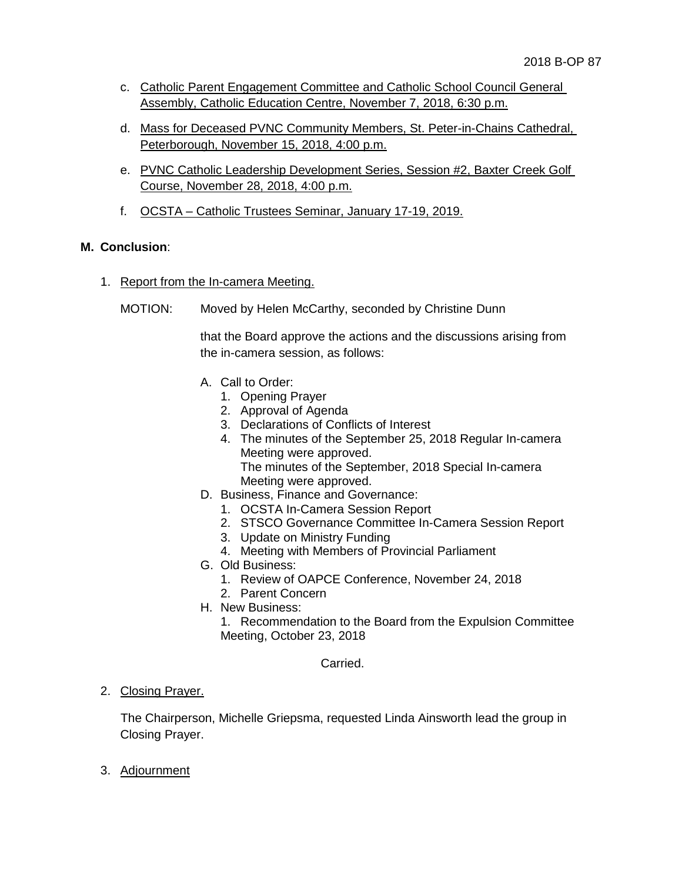c. Catholic Parent Engagement Committee and Catholic School Council General Assembly, Catholic Education Centre, November 7, 2018, 6:30 p.m.

d. Mass for Deceased PVNC Community Members, St. Peter-in-Chains Cathedral, Peterborough, November 15, 2018, 4:00 p.m.

e. PVNC Catholic Leadership Development Series, Session #2, Baxter Creek Golf Course, November 28, 2018, 4:00 p.m.

f. OCSTA – Catholic Trustees Seminar, January 17-19, 2019.

**M. Conclusion**:

1. Report from the In-camera Meeting.

MOTION: Moved by Helen McCarthy, seconded by Christine Dunn

that the Board approve the actions and the discussions arising from the in-camera session, as follows:

A. Call to Order:
   1. Opening Prayer
   2. Approval of Agenda
   3. Declarations of Conflicts of Interest
   4. The minutes of the September 25, 2018 Regular In-camera Meeting were approved.
      The minutes of the September, 2018 Special In-camera Meeting were approved.

D. Business, Finance and Governance:
   1. OCSTA In-Camera Session Report
   2. STSCO Governance Committee In-Camera Session Report
   3. Update on Ministry Funding
   4. Meeting with Members of Provincial Parliament

G. Old Business:
   1. Review of OAPCE Conference, November 24, 2018
   2. Parent Concern

H. New Business:
   1. Recommendation to the Board from the Expulsion Committee Meeting, October 23, 2018

Carried.

2. Closing Prayer.

The Chairperson, Michelle Griepsma, requested Linda Ainsworth lead the group in Closing Prayer.

3. Adjournment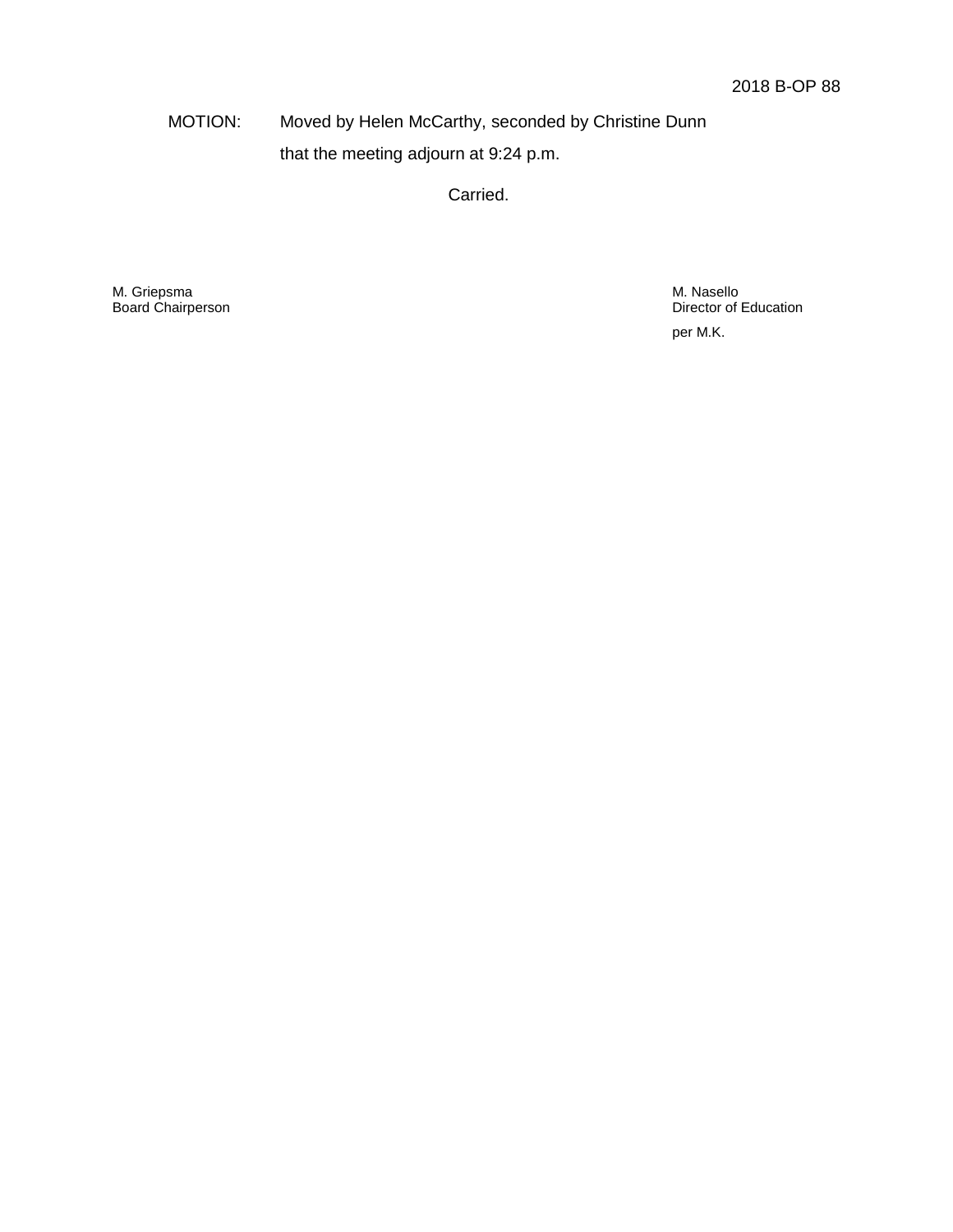MOTION: Moved by Helen McCarthy, seconded by Christine Dunn that the meeting adjourn at 9:24 p.m.

Carried.

M. Griepsma
Board Chairperson

M. Nasello
Director of Education
per M.K.